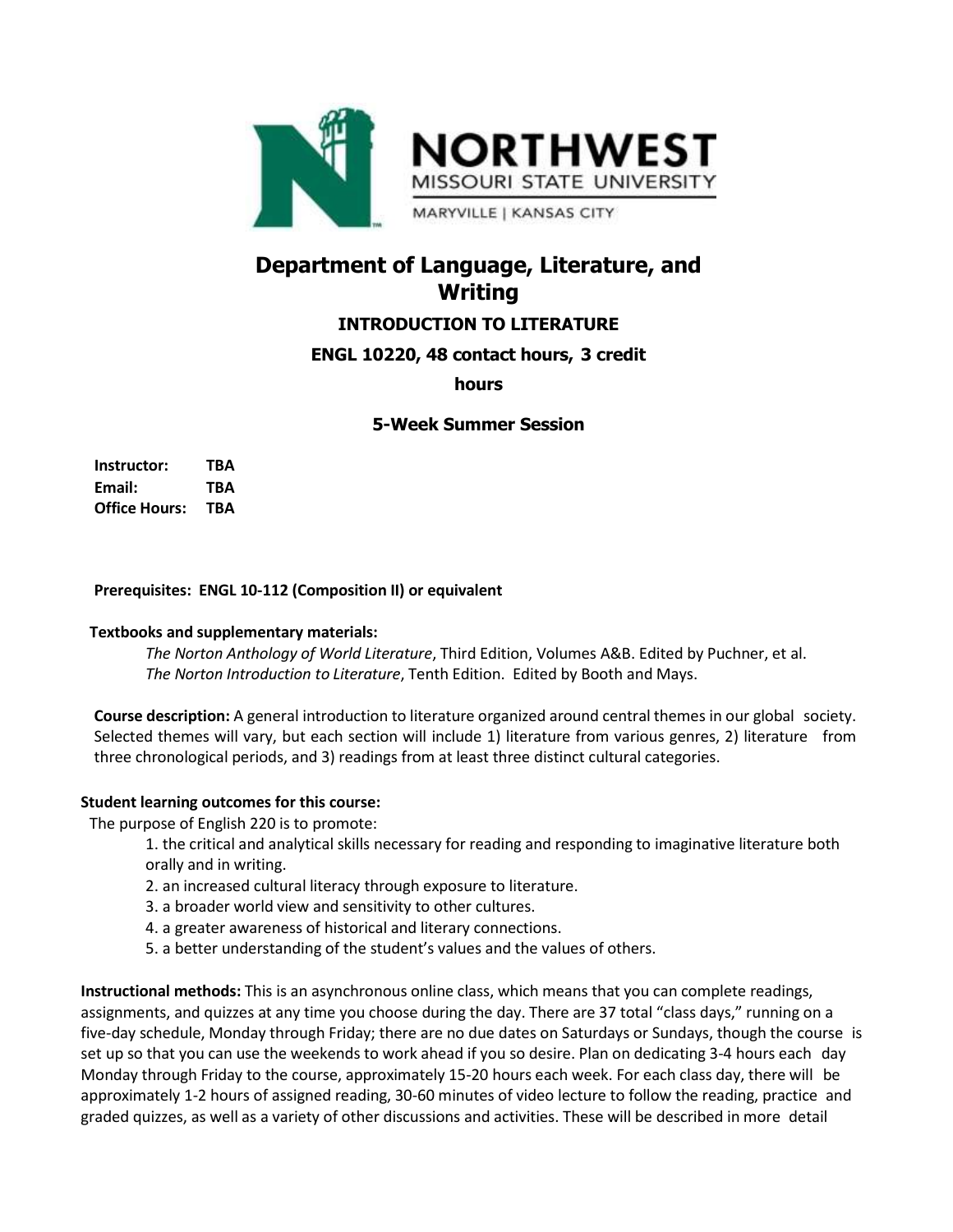NORTHWEST
MISSOURI STATE UNIVERSITY
MARYVILLE | KANSAS CITY

# Department of Language, Literature, and Writing

## INTRODUCTION TO LITERATURE

## ENGL 10220, 48 contact hours, 3 credit hours

### 5-Week Summer Session

**Instructor:** TBA
**Email:** TBA
**Office Hours:** TBA

**Prerequisites: ENGL 10-112 (Composition II) or equivalent**

**Textbooks and supplementary materials:**

*The Norton Anthology of World Literature*, Third Edition, Volumes A&B. Edited by Puchner, et al.
*The Norton Introduction to Literature*, Tenth Edition. Edited by Booth and Mays.

**Course description:** A general introduction to literature organized around central themes in our global society. Selected themes will vary, but each section will include 1) literature from various genres, 2) literature from three chronological periods, and 3) readings from at least three distinct cultural categories.

**Student learning outcomes for this course:**

The purpose of English 220 is to promote:

1. the critical and analytical skills necessary for reading and responding to imaginative literature both orally and in writing.
2. an increased cultural literacy through exposure to literature.
3. a broader world view and sensitivity to other cultures.
4. a greater awareness of historical and literary connections.
5. a better understanding of the student's values and the values of others.

**Instructional methods:** This is an asynchronous online class, which means that you can complete readings, assignments, and quizzes at any time you choose during the day. There are 37 total "class days," running on a five-day schedule, Monday through Friday; there are no due dates on Saturdays or Sundays, though the course is set up so that you can use the weekends to work ahead if you so desire. Plan on dedicating 3-4 hours each day Monday through Friday to the course, approximately 15-20 hours each week. For each class day, there will be approximately 1-2 hours of assigned reading, 30-60 minutes of video lecture to follow the reading, practice and graded quizzes, as well as a variety of other discussions and activities. These will be described in more detail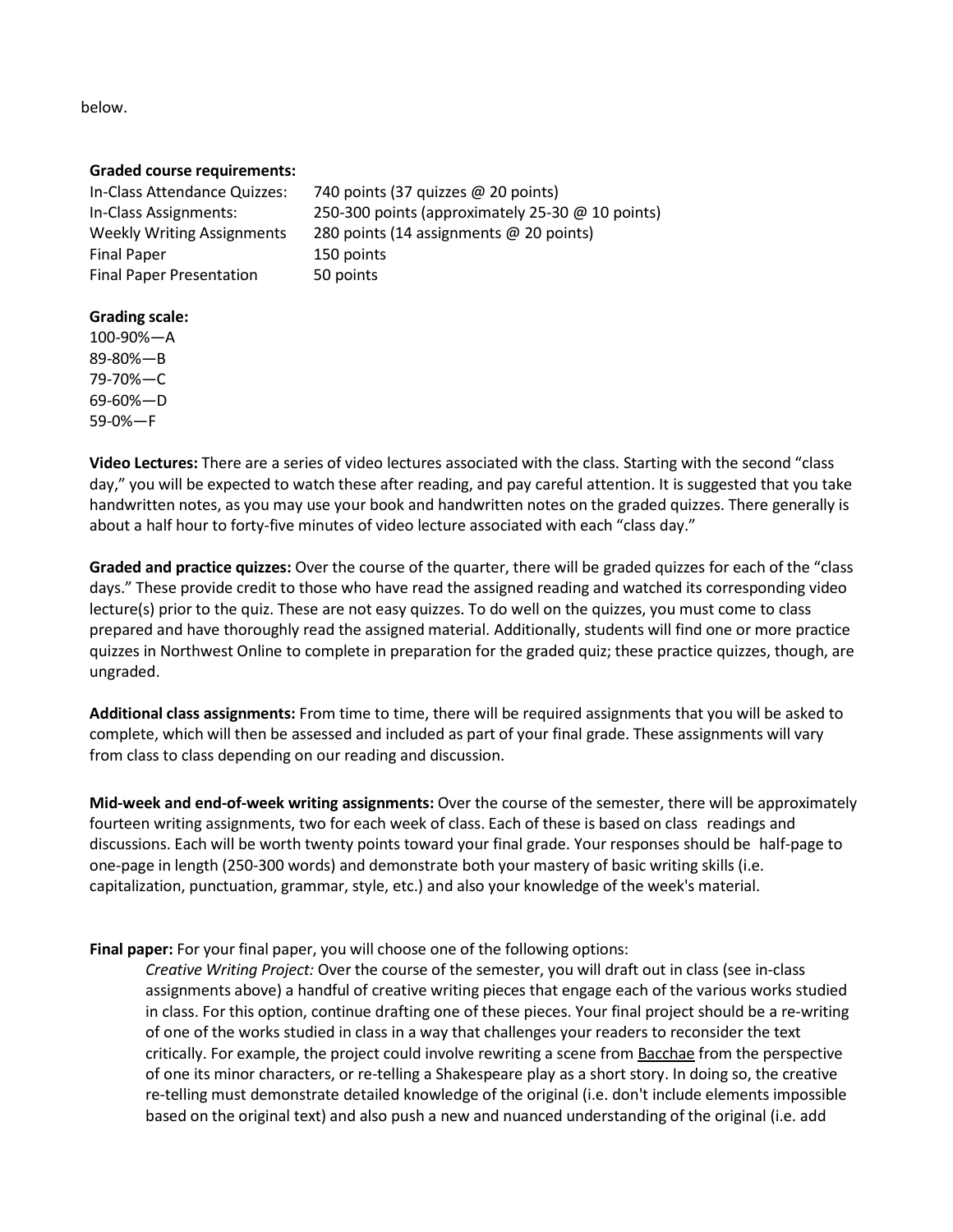below.

**Graded course requirements:**

| | |
|---|---|
| In-Class Attendance Quizzes: | 740 points (37 quizzes @ 20 points) |
| In-Class Assignments: | 250-300 points (approximately 25-30 @ 10 points) |
| Weekly Writing Assignments | 280 points (14 assignments @ 20 points) |
| Final Paper | 150 points |
| Final Paper Presentation | 50 points |

**Grading scale:**

100-90%—A
89-80%—B
79-70%—C
69-60%—D
59-0%—F

**Video Lectures:** There are a series of video lectures associated with the class. Starting with the second "class day," you will be expected to watch these after reading, and pay careful attention. It is suggested that you take handwritten notes, as you may use your book and handwritten notes on the graded quizzes. There generally is about a half hour to forty-five minutes of video lecture associated with each "class day."

**Graded and practice quizzes:** Over the course of the quarter, there will be graded quizzes for each of the "class days." These provide credit to those who have read the assigned reading and watched its corresponding video lecture(s) prior to the quiz. These are not easy quizzes. To do well on the quizzes, you must come to class prepared and have thoroughly read the assigned material. Additionally, students will find one or more practice quizzes in Northwest Online to complete in preparation for the graded quiz; these practice quizzes, though, are ungraded.

**Additional class assignments:** From time to time, there will be required assignments that you will be asked to complete, which will then be assessed and included as part of your final grade. These assignments will vary from class to class depending on our reading and discussion.

**Mid-week and end-of-week writing assignments:** Over the course of the semester, there will be approximately fourteen writing assignments, two for each week of class. Each of these is based on class readings and discussions. Each will be worth twenty points toward your final grade. Your responses should be half-page to one-page in length (250-300 words) and demonstrate both your mastery of basic writing skills (i.e. capitalization, punctuation, grammar, style, etc.) and also your knowledge of the week's material.

**Final paper:** For your final paper, you will choose one of the following options:

*Creative Writing Project:* Over the course of the semester, you will draft out in class (see in-class assignments above) a handful of creative writing pieces that engage each of the various works studied in class. For this option, continue drafting one of these pieces. Your final project should be a re-writing of one of the works studied in class in a way that challenges your readers to reconsider the text critically. For example, the project could involve rewriting a scene from Bacchae from the perspective of one its minor characters, or re-telling a Shakespeare play as a short story. In doing so, the creative re-telling must demonstrate detailed knowledge of the original (i.e. don't include elements impossible based on the original text) and also push a new and nuanced understanding of the original (i.e. add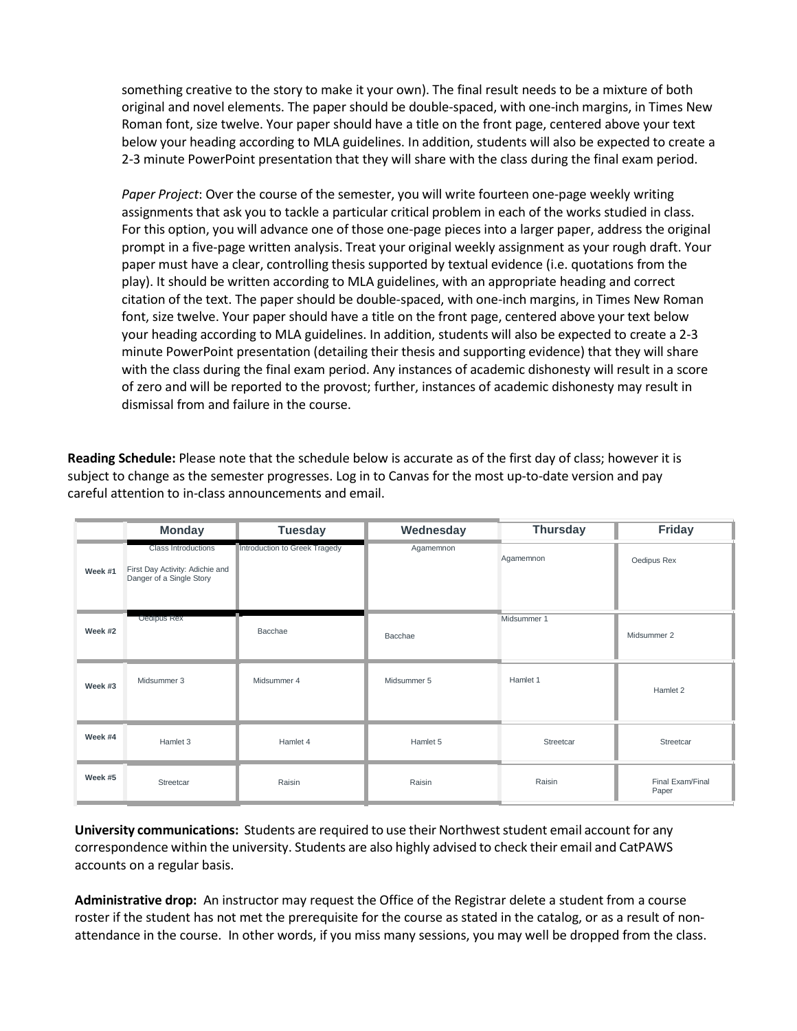something creative to the story to make it your own). The final result needs to be a mixture of both original and novel elements. The paper should be double-spaced, with one-inch margins, in Times New Roman font, size twelve. Your paper should have a title on the front page, centered above your text below your heading according to MLA guidelines. In addition, students will also be expected to create a 2-3 minute PowerPoint presentation that they will share with the class during the final exam period.

*Paper Project*: Over the course of the semester, you will write fourteen one-page weekly writing assignments that ask you to tackle a particular critical problem in each of the works studied in class. For this option, you will advance one of those one-page pieces into a larger paper, address the original prompt in a five-page written analysis. Treat your original weekly assignment as your rough draft. Your paper must have a clear, controlling thesis supported by textual evidence (i.e. quotations from the play). It should be written according to MLA guidelines, with an appropriate heading and correct citation of the text. The paper should be double-spaced, with one-inch margins, in Times New Roman font, size twelve. Your paper should have a title on the front page, centered above your text below your heading according to MLA guidelines. In addition, students will also be expected to create a 2-3 minute PowerPoint presentation (detailing their thesis and supporting evidence) that they will share with the class during the final exam period. Any instances of academic dishonesty will result in a score of zero and will be reported to the provost; further, instances of academic dishonesty may result in dismissal from and failure in the course.

**Reading Schedule:** Please note that the schedule below is accurate as of the first day of class; however it is subject to change as the semester progresses. Log in to Canvas for the most up-to-date version and pay careful attention to in-class announcements and email.

| | Monday | Tuesday | Wednesday | Thursday | Friday |
|---|---|---|---|---|---|
| Week #1 | Class Introductions<br>First Day Activity: Adichie and Danger of a Single Story | Introduction to Greek Tragedy | Agamemnon | Agamemnon | Oedipus Rex |
| Week #2 | Oedipus Rex | Bacchae | Bacchae | Midsummer 1 | Midsummer 2 |
| Week #3 | Midsummer 3 | Midsummer 4 | Midsummer 5 | Hamlet 1 | Hamlet 2 |
| Week #4 | Hamlet 3 | Hamlet 4 | Hamlet 5 | Streetcar | Streetcar |
| Week #5 | Streetcar | Raisin | Raisin | Raisin | Final Exam/Final Paper |

**University communications:** Students are required to use their Northwest student email account for any correspondence within the university. Students are also highly advised to check their email and CatPAWS accounts on a regular basis.

**Administrative drop:** An instructor may request the Office of the Registrar delete a student from a course roster if the student has not met the prerequisite for the course as stated in the catalog, or as a result of non-attendance in the course. In other words, if you miss many sessions, you may well be dropped from the class.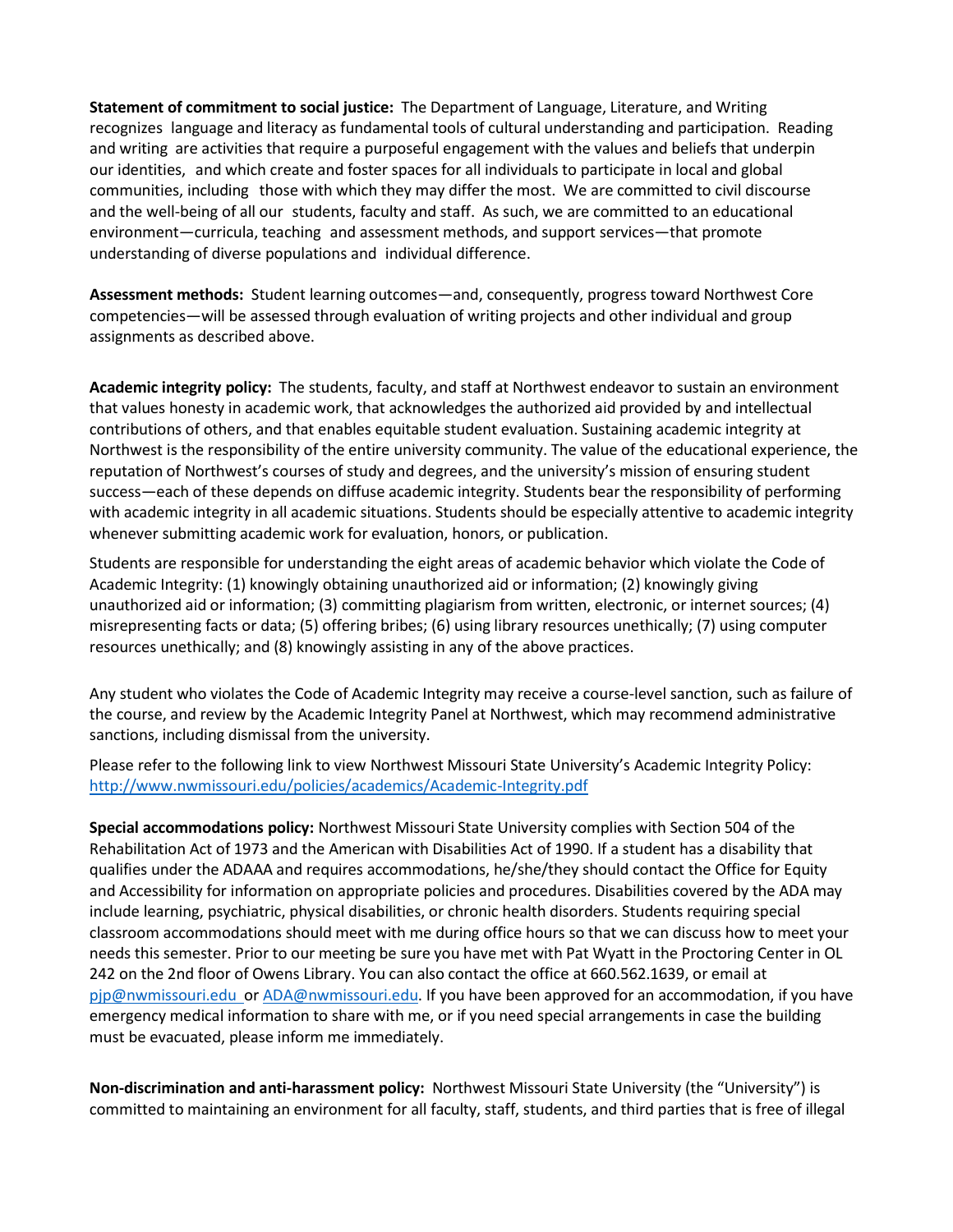**Statement of commitment to social justice:** The Department of Language, Literature, and Writing recognizes language and literacy as fundamental tools of cultural understanding and participation. Reading and writing are activities that require a purposeful engagement with the values and beliefs that underpin our identities, and which create and foster spaces for all individuals to participate in local and global communities, including those with which they may differ the most. We are committed to civil discourse and the well-being of all our students, faculty and staff. As such, we are committed to an educational environment—curricula, teaching and assessment methods, and support services—that promote understanding of diverse populations and individual difference.

**Assessment methods:** Student learning outcomes—and, consequently, progress toward Northwest Core competencies—will be assessed through evaluation of writing projects and other individual and group assignments as described above.

**Academic integrity policy:** The students, faculty, and staff at Northwest endeavor to sustain an environment that values honesty in academic work, that acknowledges the authorized aid provided by and intellectual contributions of others, and that enables equitable student evaluation. Sustaining academic integrity at Northwest is the responsibility of the entire university community. The value of the educational experience, the reputation of Northwest's courses of study and degrees, and the university's mission of ensuring student success—each of these depends on diffuse academic integrity. Students bear the responsibility of performing with academic integrity in all academic situations. Students should be especially attentive to academic integrity whenever submitting academic work for evaluation, honors, or publication.

Students are responsible for understanding the eight areas of academic behavior which violate the Code of Academic Integrity: (1) knowingly obtaining unauthorized aid or information; (2) knowingly giving unauthorized aid or information; (3) committing plagiarism from written, electronic, or internet sources; (4) misrepresenting facts or data; (5) offering bribes; (6) using library resources unethically; (7) using computer resources unethically; and (8) knowingly assisting in any of the above practices.

Any student who violates the Code of Academic Integrity may receive a course-level sanction, such as failure of the course, and review by the Academic Integrity Panel at Northwest, which may recommend administrative sanctions, including dismissal from the university.

Please refer to the following link to view Northwest Missouri State University's Academic Integrity Policy: http://www.nwmissouri.edu/policies/academics/Academic-Integrity.pdf

**Special accommodations policy:** Northwest Missouri State University complies with Section 504 of the Rehabilitation Act of 1973 and the American with Disabilities Act of 1990. If a student has a disability that qualifies under the ADAAA and requires accommodations, he/she/they should contact the Office for Equity and Accessibility for information on appropriate policies and procedures. Disabilities covered by the ADA may include learning, psychiatric, physical disabilities, or chronic health disorders. Students requiring special classroom accommodations should meet with me during office hours so that we can discuss how to meet your needs this semester. Prior to our meeting be sure you have met with Pat Wyatt in the Proctoring Center in OL 242 on the 2nd floor of Owens Library. You can also contact the office at 660.562.1639, or email at pjp@nwmissouri.edu or ADA@nwmissouri.edu. If you have been approved for an accommodation, if you have emergency medical information to share with me, or if you need special arrangements in case the building must be evacuated, please inform me immediately.

**Non-discrimination and anti-harassment policy:** Northwest Missouri State University (the "University") is committed to maintaining an environment for all faculty, staff, students, and third parties that is free of illegal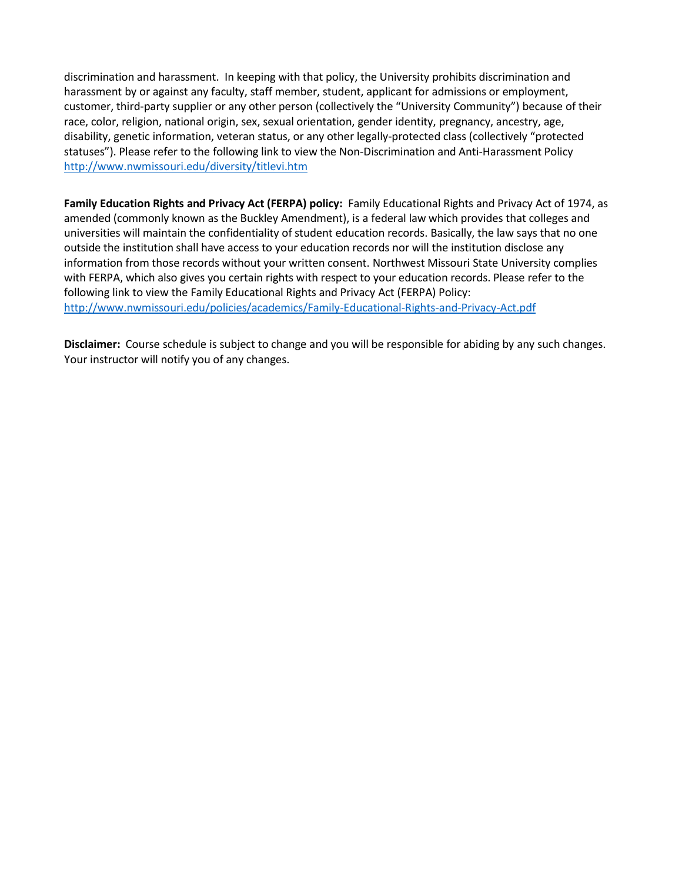discrimination and harassment. In keeping with that policy, the University prohibits discrimination and harassment by or against any faculty, staff member, student, applicant for admissions or employment, customer, third-party supplier or any other person (collectively the "University Community") because of their race, color, religion, national origin, sex, sexual orientation, gender identity, pregnancy, ancestry, age, disability, genetic information, veteran status, or any other legally-protected class (collectively "protected statuses"). Please refer to the following link to view the Non-Discrimination and Anti-Harassment Policy http://www.nwmissouri.edu/diversity/titlevi.htm

**Family Education Rights and Privacy Act (FERPA) policy:** Family Educational Rights and Privacy Act of 1974, as amended (commonly known as the Buckley Amendment), is a federal law which provides that colleges and universities will maintain the confidentiality of student education records. Basically, the law says that no one outside the institution shall have access to your education records nor will the institution disclose any information from those records without your written consent. Northwest Missouri State University complies with FERPA, which also gives you certain rights with respect to your education records. Please refer to the following link to view the Family Educational Rights and Privacy Act (FERPA) Policy: http://www.nwmissouri.edu/policies/academics/Family-Educational-Rights-and-Privacy-Act.pdf

**Disclaimer:** Course schedule is subject to change and you will be responsible for abiding by any such changes. Your instructor will notify you of any changes.